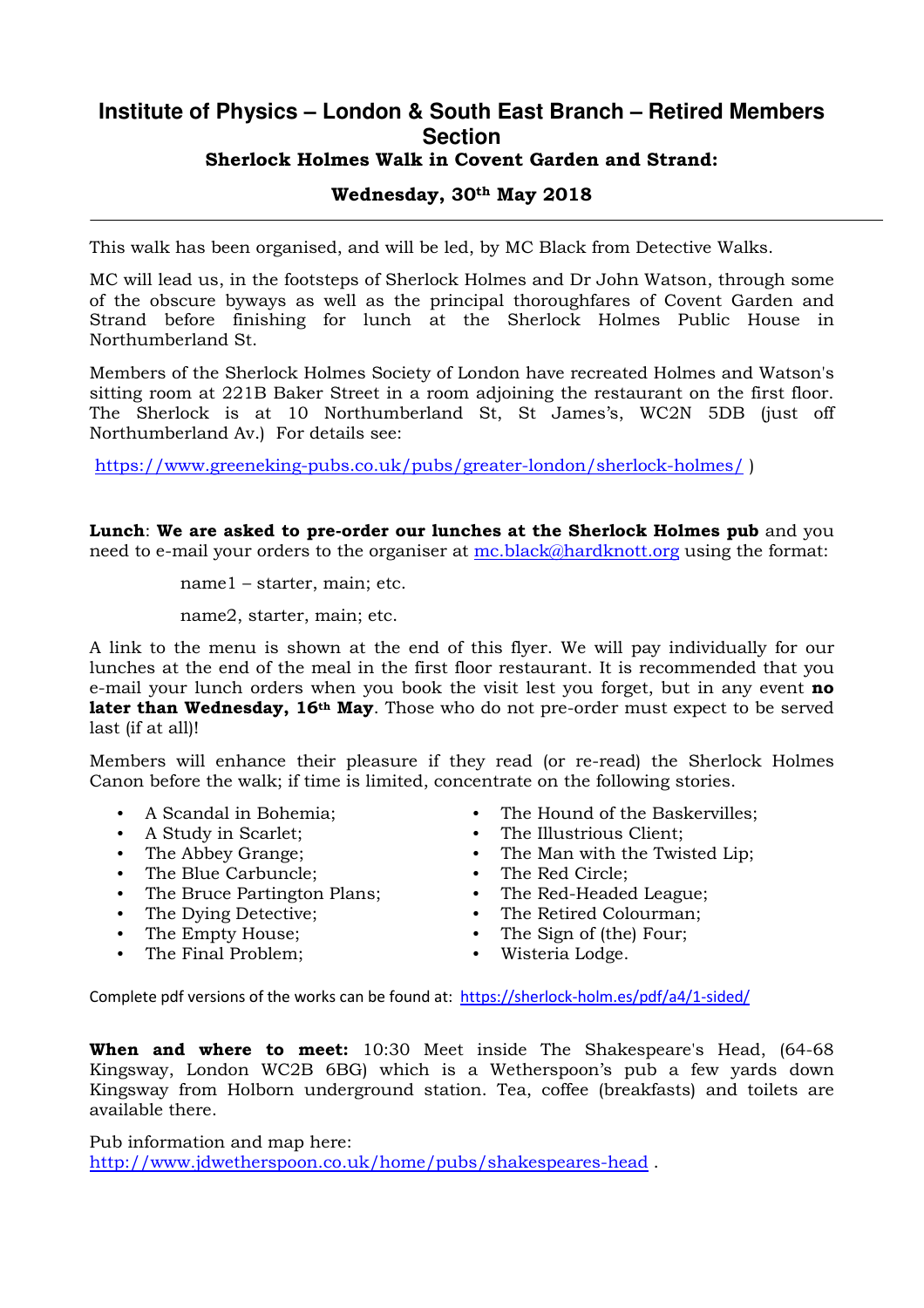# Institute of Physics – London & South East Branch – Retired Members Section

## Sherlock Holmes Walk in Covent Garden and Strand:

## Wednesday, 30th May 2018

---

This walk has been organised, and will be led, by MC Black from Detective Walks.

MC will lead us, in the footsteps of Sherlock Holmes and Dr John Watson, through some of the obscure byways as well as the principal thoroughfares of Covent Garden and Strand before finishing for lunch at the Sherlock Holmes Public House in Northumberland St.

Members of the Sherlock Holmes Society of London have recreated Holmes and Watson's sitting room at 221B Baker Street in a room adjoining the restaurant on the first floor. The Sherlock is at 10 Northumberland St, St James's, WC2N 5DB (just off Northumberland Av.) For details see:

https://www.greeneking-pubs.co.uk/pubs/greater-london/sherlock-holmes/ )

**Lunch**: **We are asked to pre-order our lunches at the Sherlock Holmes pub** and you need to e-mail your orders to the organiser at mc.black@hardknott.org using the format:

name1 – starter, main; etc.

name2, starter, main; etc.

A link to the menu is shown at the end of this flyer. We will pay individually for our lunches at the end of the meal in the first floor restaurant. It is recommended that you e-mail your lunch orders when you book the visit lest you forget, but in any event **no later than Wednesday, 16th May**. Those who do not pre-order must expect to be served last (if at all)!

Members will enhance their pleasure if they read (or re-read) the Sherlock Holmes Canon before the walk; if time is limited, concentrate on the following stories.

- A Scandal in Bohemia;
- A Study in Scarlet;
- The Abbey Grange;
- The Blue Carbuncle;
- The Bruce Partington Plans;
- The Dying Detective;
- The Empty House;
- The Final Problem;
- The Hound of the Baskervilles;
- The Illustrious Client;
- The Man with the Twisted Lip;
- The Red Circle;
- The Red-Headed League;
- The Retired Colourman;
- The Sign of (the) Four;
- Wisteria Lodge.

Complete pdf versions of the works can be found at: https://sherlock-holm.es/pdf/a4/1-sided/

**When and where to meet:** 10:30 Meet inside The Shakespeare's Head, (64-68 Kingsway, London WC2B 6BG) which is a Wetherspoon's pub a few yards down Kingsway from Holborn underground station. Tea, coffee (breakfasts) and toilets are available there.

Pub information and map here:
http://www.jdwetherspoon.co.uk/home/pubs/shakespeares-head .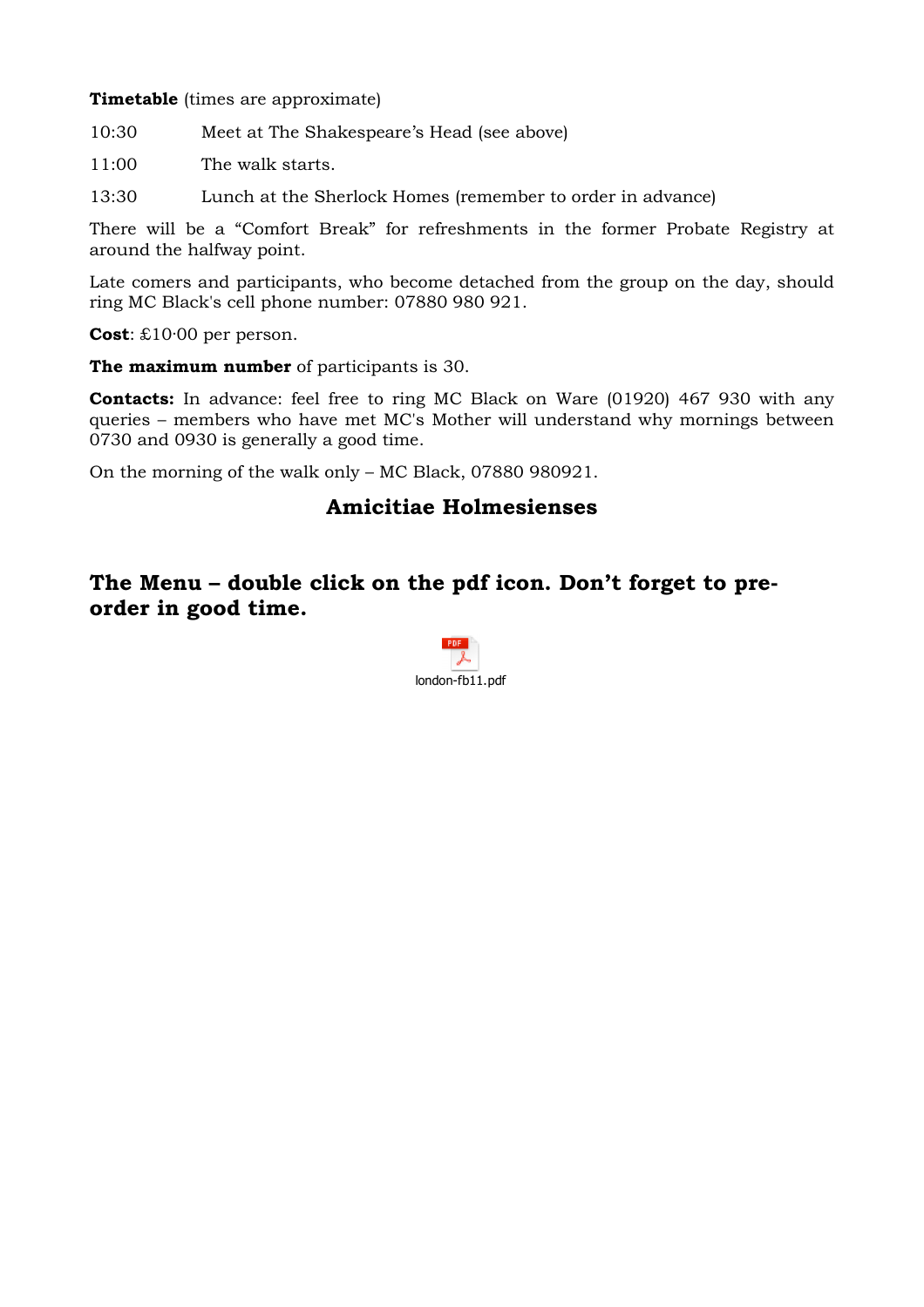**Timetable** (times are approximate)

10:30 Meet at The Shakespeare's Head (see above)

11:00 The walk starts.

13:30 Lunch at the Sherlock Homes (remember to order in advance)

There will be a "Comfort Break" for refreshments in the former Probate Registry at around the halfway point.

Late comers and participants, who become detached from the group on the day, should ring MC Black's cell phone number: 07880 980 921.

**Cost**: £10·00 per person.

**The maximum number** of participants is 30.

**Contacts:** In advance: feel free to ring MC Black on Ware (01920) 467 930 with any queries – members who have met MC's Mother will understand why mornings between 0730 and 0930 is generally a good time.

On the morning of the walk only – MC Black, 07880 980921.

**Amicitiae Holmesienses**

## The Menu – double click on the pdf icon. Don't forget to pre-order in good time.

london-fb11.pdf